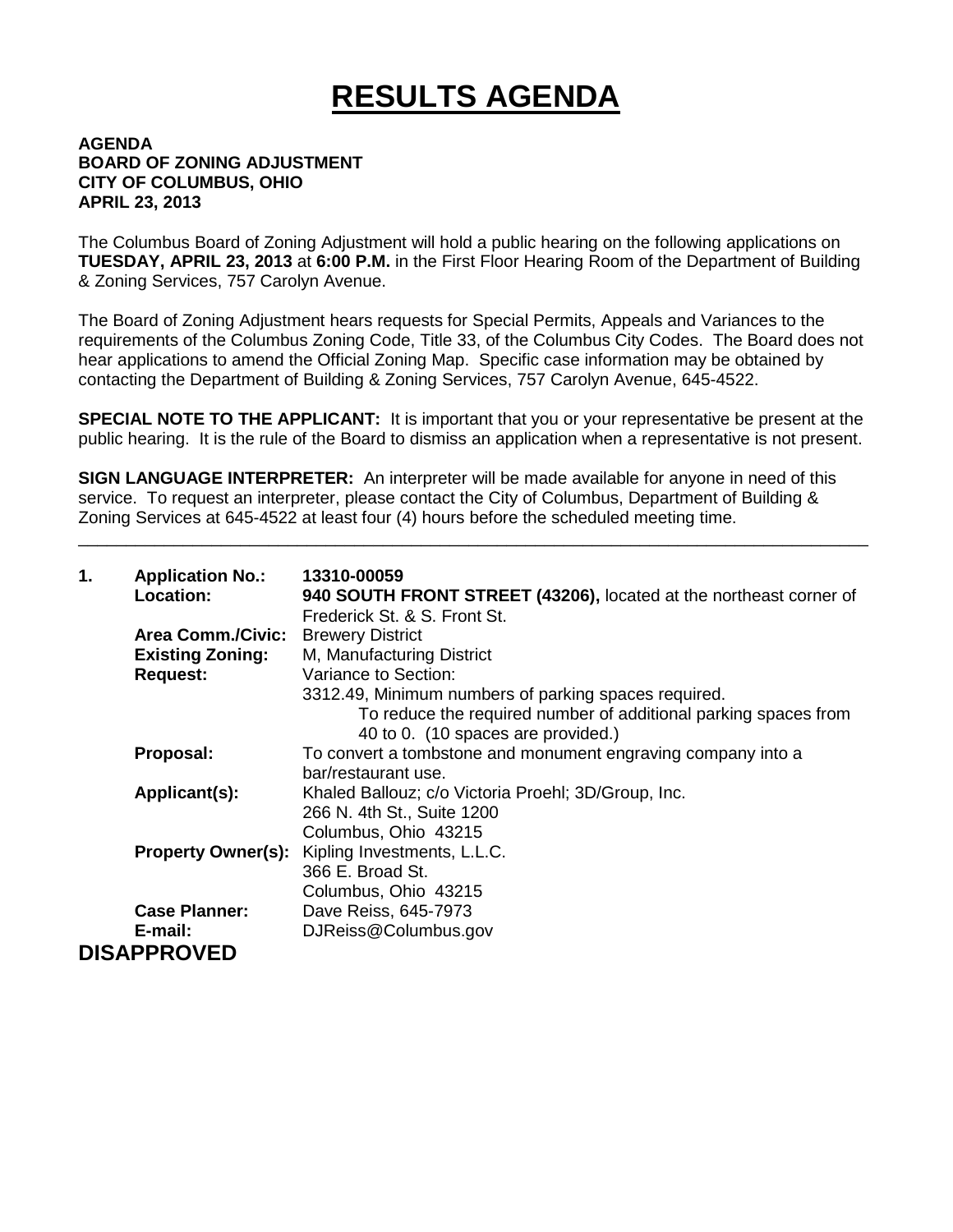# RESULTS AGENDA

**AGENDA**
**BOARD OF ZONING ADJUSTMENT**
**CITY OF COLUMBUS, OHIO**
**APRIL 23, 2013**

The Columbus Board of Zoning Adjustment will hold a public hearing on the following applications on **TUESDAY, APRIL 23, 2013** at **6:00 P.M.** in the First Floor Hearing Room of the Department of Building & Zoning Services, 757 Carolyn Avenue.

The Board of Zoning Adjustment hears requests for Special Permits, Appeals and Variances to the requirements of the Columbus Zoning Code, Title 33, of the Columbus City Codes. The Board does not hear applications to amend the Official Zoning Map. Specific case information may be obtained by contacting the Department of Building & Zoning Services, 757 Carolyn Avenue, 645-4522.

**SPECIAL NOTE TO THE APPLICANT:** It is important that you or your representative be present at the public hearing. It is the rule of the Board to dismiss an application when a representative is not present.

**SIGN LANGUAGE INTERPRETER:** An interpreter will be made available for anyone in need of this service. To request an interpreter, please contact the City of Columbus, Department of Building & Zoning Services at 645-4522 at least four (4) hours before the scheduled meeting time.

---

**1.** **Application No.:** **13310-00059**
**Location:** **940 SOUTH FRONT STREET (43206),** located at the northeast corner of Frederick St. & S. Front St.
**Area Comm./Civic:** Brewery District
**Existing Zoning:** M, Manufacturing District
**Request:** Variance to Section:
3312.49, Minimum numbers of parking spaces required.
To reduce the required number of additional parking spaces from 40 to 0. (10 spaces are provided.)
**Proposal:** To convert a tombstone and monument engraving company into a bar/restaurant use.
**Applicant(s):** Khaled Ballouz; c/o Victoria Proehl; 3D/Group, Inc.
266 N. 4th St., Suite 1200
Columbus, Ohio 43215
**Property Owner(s):** Kipling Investments, L.L.C.
366 E. Broad St.
Columbus, Ohio 43215
**Case Planner:** Dave Reiss, 645-7973
**E-mail:** DJReiss@Columbus.gov

**DISAPPROVED**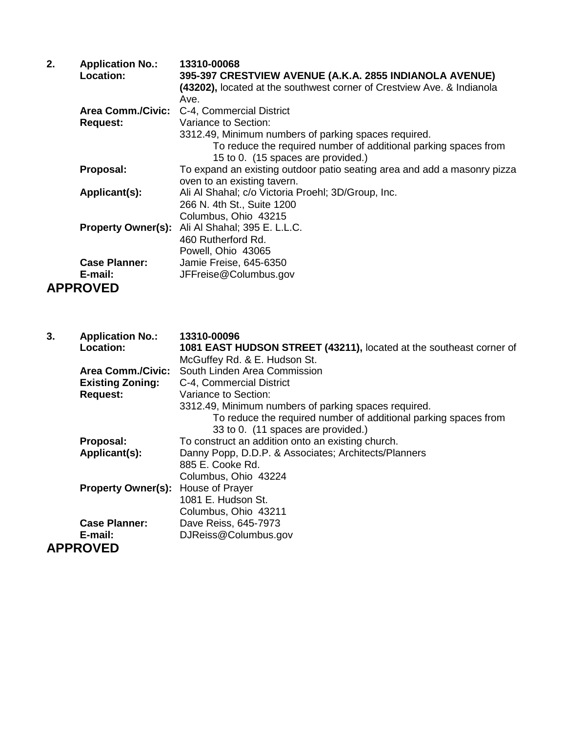**2.** **Application No.:** **13310-00068**

**Location:** **395-397 CRESTVIEW AVENUE (A.K.A. 2855 INDIANOLA AVENUE) (43202),** located at the southwest corner of Crestview Ave. & Indianola Ave.

**Area Comm./Civic:** C-4, Commercial District

**Request:** Variance to Section:
3312.49, Minimum numbers of parking spaces required.
To reduce the required number of additional parking spaces from 15 to 0. (15 spaces are provided.)

**Proposal:** To expand an existing outdoor patio seating area and add a masonry pizza oven to an existing tavern.

**Applicant(s):** Ali Al Shahal; c/o Victoria Proehl; 3D/Group, Inc.
266 N. 4th St., Suite 1200
Columbus, Ohio 43215

**Property Owner(s):** Ali Al Shahal; 395 E. L.L.C.
460 Rutherford Rd.
Powell, Ohio 43065

**Case Planner:** Jamie Freise, 645-6350

**E-mail:** JFFreise@Columbus.gov

**APPROVED**

**3.** **Application No.:** **13310-00096**

**Location:** **1081 EAST HUDSON STREET (43211),** located at the southeast corner of McGuffey Rd. & E. Hudson St.

**Area Comm./Civic:** South Linden Area Commission

**Existing Zoning:** C-4, Commercial District

**Request:** Variance to Section:
3312.49, Minimum numbers of parking spaces required.
To reduce the required number of additional parking spaces from 33 to 0. (11 spaces are provided.)

**Proposal:** To construct an addition onto an existing church.

**Applicant(s):** Danny Popp, D.D.P. & Associates; Architects/Planners
885 E. Cooke Rd.
Columbus, Ohio 43224

**Property Owner(s):** House of Prayer
1081 E. Hudson St.
Columbus, Ohio 43211

**Case Planner:** Dave Reiss, 645-7973

**E-mail:** DJReiss@Columbus.gov

**APPROVED**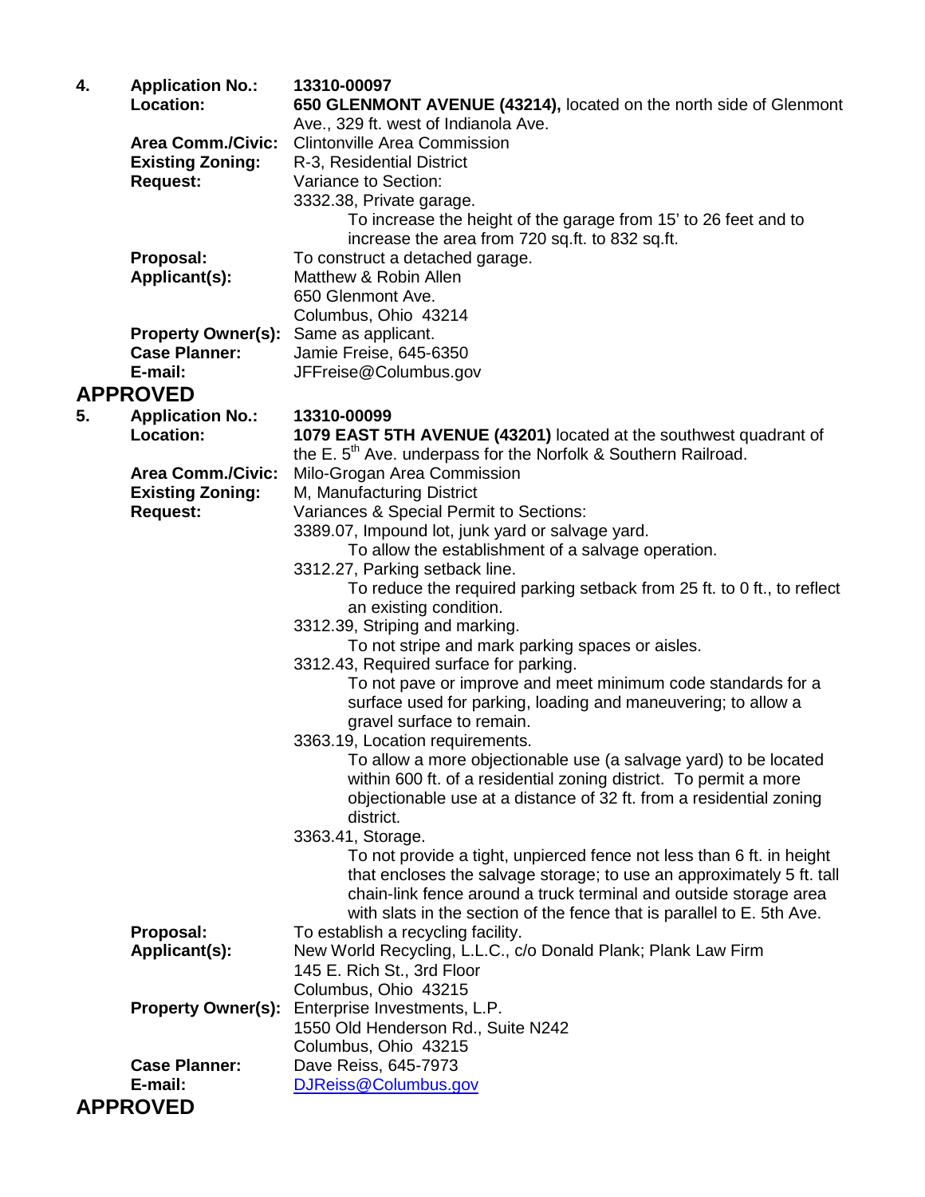**4.** **Application No.:** 13310-00097

**Location:** **650 GLENMONT AVENUE (43214),** located on the north side of Glenmont Ave., 329 ft. west of Indianola Ave.

**Area Comm./Civic:** Clintonville Area Commission

**Existing Zoning:** R-3, Residential District

**Request:** Variance to Section:

3332.38, Private garage.

To increase the height of the garage from 15' to 26 feet and to increase the area from 720 sq.ft. to 832 sq.ft.

**Proposal:** To construct a detached garage.

**Applicant(s):** Matthew & Robin Allen
650 Glenmont Ave.
Columbus, Ohio 43214

**Property Owner(s):** Same as applicant.

**Case Planner:** Jamie Freise, 645-6350

**E-mail:** JFFreise@Columbus.gov

## APPROVED

**5.** **Application No.:** 13310-00099

**Location:** **1079 EAST 5TH AVENUE (43201)** located at the southwest quadrant of the E. 5th Ave. underpass for the Norfolk & Southern Railroad.

**Area Comm./Civic:** Milo-Grogan Area Commission

**Existing Zoning:** M, Manufacturing District

**Request:** Variances & Special Permit to Sections:

3389.07, Impound lot, junk yard or salvage yard.

To allow the establishment of a salvage operation.

3312.27, Parking setback line.

To reduce the required parking setback from 25 ft. to 0 ft., to reflect an existing condition.

3312.39, Striping and marking.

To not stripe and mark parking spaces or aisles.

3312.43, Required surface for parking.

To not pave or improve and meet minimum code standards for a surface used for parking, loading and maneuvering; to allow a gravel surface to remain.

3363.19, Location requirements.

To allow a more objectionable use (a salvage yard) to be located within 600 ft. of a residential zoning district. To permit a more objectionable use at a distance of 32 ft. from a residential zoning district.

3363.41, Storage.

To not provide a tight, unpierced fence not less than 6 ft. in height that encloses the salvage storage; to use an approximately 5 ft. tall chain-link fence around a truck terminal and outside storage area with slats in the section of the fence that is parallel to E. 5th Ave.

**Proposal:** To establish a recycling facility.

**Applicant(s):** New World Recycling, L.L.C., c/o Donald Plank; Plank Law Firm
145 E. Rich St., 3rd Floor
Columbus, Ohio 43215

**Property Owner(s):** Enterprise Investments, L.P.
1550 Old Henderson Rd., Suite N242
Columbus, Ohio 43215

**Case Planner:** Dave Reiss, 645-7973

**E-mail:** DJReiss@Columbus.gov

## APPROVED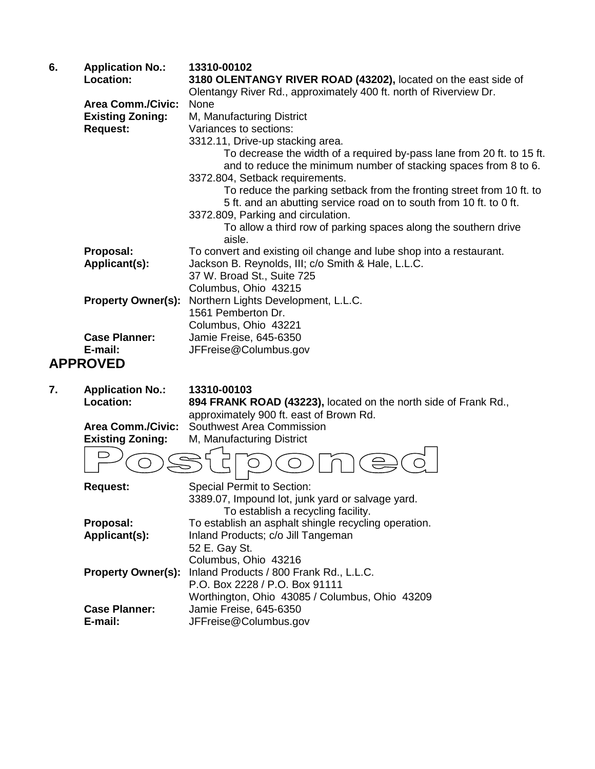6. **Application No.:** **13310-00102**

**Location:** **3180 OLENTANGY RIVER ROAD (43202),** located on the east side of Olentangy River Rd., approximately 400 ft. north of Riverview Dr.

**Area Comm./Civic:** None

**Existing Zoning:** M, Manufacturing District

**Request:** Variances to sections:

3312.11, Drive-up stacking area.

To decrease the width of a required by-pass lane from 20 ft. to 15 ft. and to reduce the minimum number of stacking spaces from 8 to 6.

3372.804, Setback requirements.

To reduce the parking setback from the fronting street from 10 ft. to 5 ft. and an abutting service road on to south from 10 ft. to 0 ft.

3372.809, Parking and circulation.

To allow a third row of parking spaces along the southern drive aisle.

**Proposal:** To convert and existing oil change and lube shop into a restaurant.

**Applicant(s):** Jackson B. Reynolds, III; c/o Smith & Hale, L.L.C.
37 W. Broad St., Suite 725
Columbus, Ohio 43215

**Property Owner(s):** Northern Lights Development, L.L.C.
1561 Pemberton Dr.
Columbus, Ohio 43221

**Case Planner:** Jamie Freise, 645-6350

**E-mail:** JFFreise@Columbus.gov

## APPROVED

7. **Application No.:** **13310-00103**

**Location:** **894 FRANK ROAD (43223),** located on the north side of Frank Rd., approximately 900 ft. east of Brown Rd.

**Area Comm./Civic:** Southwest Area Commission

**Existing Zoning:** M, Manufacturing District

## Postponed

**Request:** Special Permit to Section:

3389.07, Impound lot, junk yard or salvage yard.

To establish a recycling facility.

**Proposal:** To establish an asphalt shingle recycling operation.

**Applicant(s):** Inland Products; c/o Jill Tangeman
52 E. Gay St.
Columbus, Ohio 43216

**Property Owner(s):** Inland Products / 800 Frank Rd., L.L.C.
P.O. Box 2228 / P.O. Box 91111
Worthington, Ohio 43085 / Columbus, Ohio 43209

**Case Planner:** Jamie Freise, 645-6350

**E-mail:** JFFreise@Columbus.gov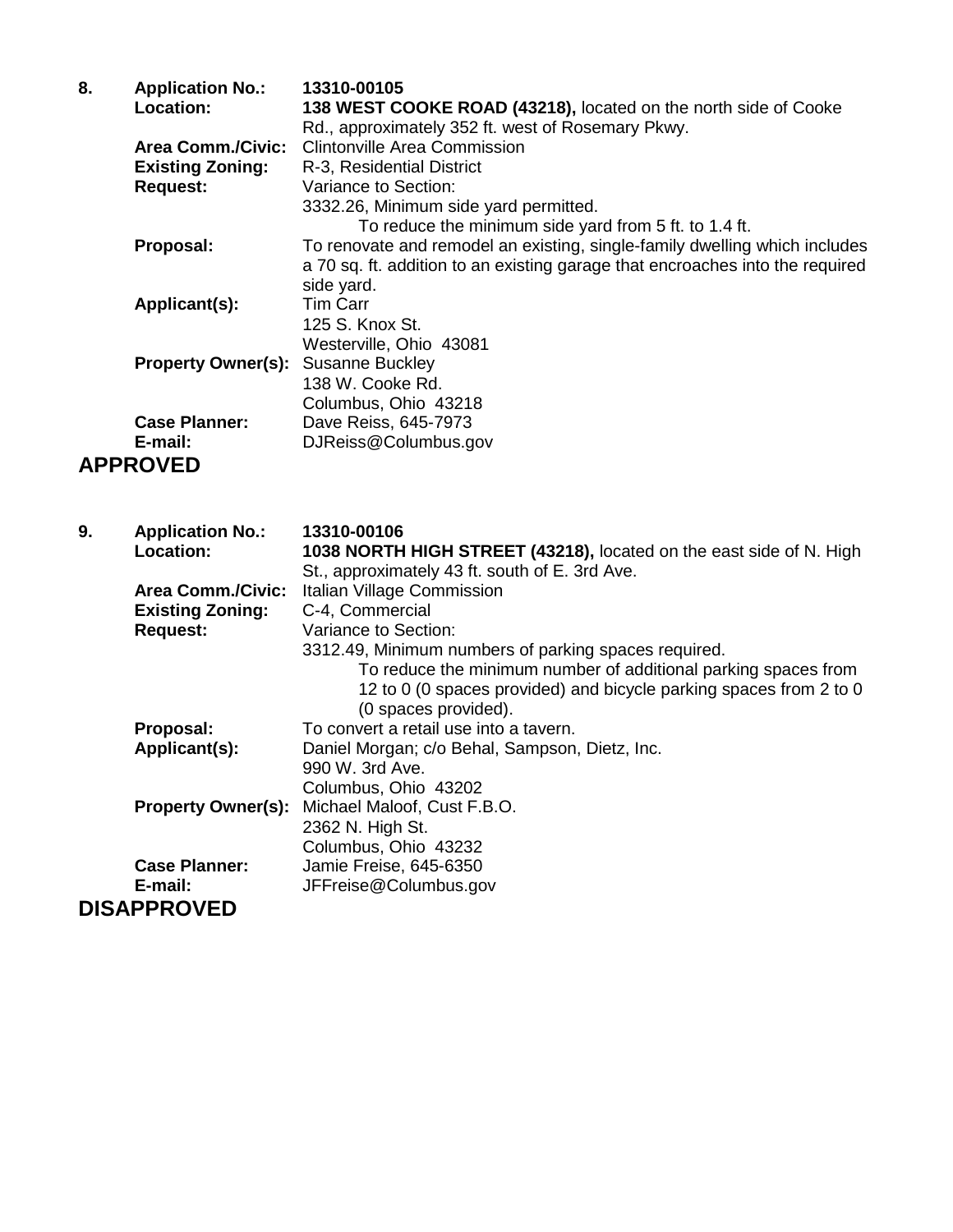**8. Application No.:** **13310-00105**

**Location:** **138 WEST COOKE ROAD (43218),** located on the north side of Cooke Rd., approximately 352 ft. west of Rosemary Pkwy.

**Area Comm./Civic:** Clintonville Area Commission

**Existing Zoning:** R-3, Residential District

**Request:** Variance to Section:
3332.26, Minimum side yard permitted.
To reduce the minimum side yard from 5 ft. to 1.4 ft.

**Proposal:** To renovate and remodel an existing, single-family dwelling which includes a 70 sq. ft. addition to an existing garage that encroaches into the required side yard.

**Applicant(s):** Tim Carr
125 S. Knox St.
Westerville, Ohio 43081

**Property Owner(s):** Susanne Buckley
138 W. Cooke Rd.
Columbus, Ohio 43218

**Case Planner:** Dave Reiss, 645-7973

**E-mail:** DJReiss@Columbus.gov

## APPROVED

**9. Application No.:** **13310-00106**

**Location:** **1038 NORTH HIGH STREET (43218),** located on the east side of N. High St., approximately 43 ft. south of E. 3rd Ave.

**Area Comm./Civic:** Italian Village Commission

**Existing Zoning:** C-4, Commercial

**Request:** Variance to Section:
3312.49, Minimum numbers of parking spaces required.
To reduce the minimum number of additional parking spaces from 12 to 0 (0 spaces provided) and bicycle parking spaces from 2 to 0 (0 spaces provided).

**Proposal:** To convert a retail use into a tavern.

**Applicant(s):** Daniel Morgan; c/o Behal, Sampson, Dietz, Inc.
990 W. 3rd Ave.
Columbus, Ohio 43202

**Property Owner(s):** Michael Maloof, Cust F.B.O.
2362 N. High St.
Columbus, Ohio 43232

**Case Planner:** Jamie Freise, 645-6350

**E-mail:** JFFreise@Columbus.gov

## DISAPPROVED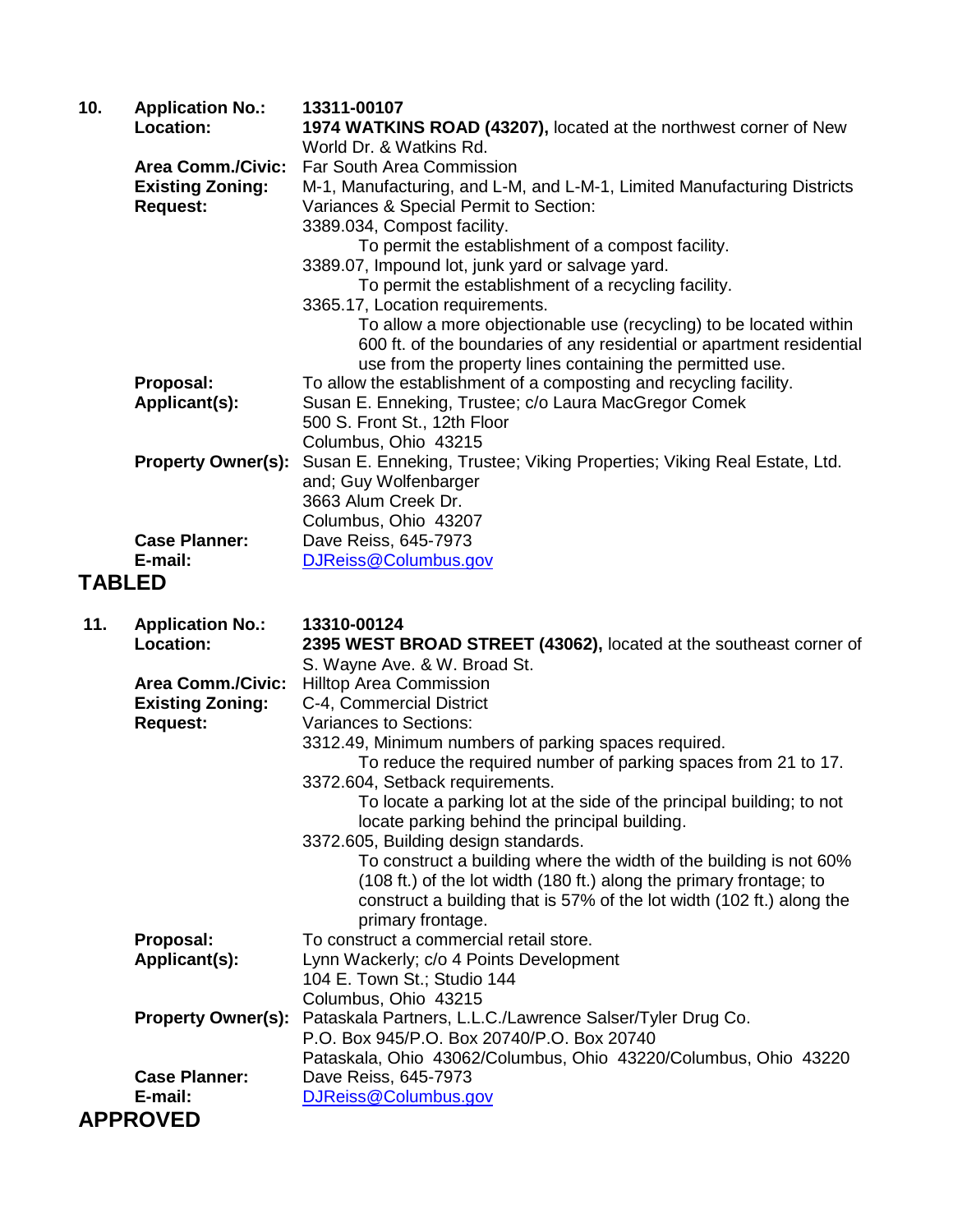**10.** **Application No.:** 13311-00107

**Location:** **1974 WATKINS ROAD (43207),** located at the northwest corner of New World Dr. & Watkins Rd.

**Area Comm./Civic:** Far South Area Commission

**Existing Zoning:** M-1, Manufacturing, and L-M, and L-M-1, Limited Manufacturing Districts

**Request:** Variances & Special Permit to Section:

3389.034, Compost facility.
 To permit the establishment of a compost facility.

3389.07, Impound lot, junk yard or salvage yard.
 To permit the establishment of a recycling facility.

3365.17, Location requirements.
 To allow a more objectionable use (recycling) to be located within 600 ft. of the boundaries of any residential or apartment residential use from the property lines containing the permitted use.

**Proposal:** To allow the establishment of a composting and recycling facility.

**Applicant(s):** Susan E. Enneking, Trustee; c/o Laura MacGregor Comek
500 S. Front St., 12th Floor
Columbus, Ohio 43215

**Property Owner(s):** Susan E. Enneking, Trustee; Viking Properties; Viking Real Estate, Ltd. and; Guy Wolfenbarger
3663 Alum Creek Dr.
Columbus, Ohio 43207

**Case Planner:** Dave Reiss, 645-7973

**E-mail:** DJReiss@Columbus.gov

## TABLED

**11.** **Application No.:** 13310-00124

**Location:** **2395 WEST BROAD STREET (43062),** located at the southeast corner of S. Wayne Ave. & W. Broad St.

**Area Comm./Civic:** Hilltop Area Commission

**Existing Zoning:** C-4, Commercial District

**Request:** Variances to Sections:

3312.49, Minimum numbers of parking spaces required.
 To reduce the required number of parking spaces from 21 to 17.

3372.604, Setback requirements.
 To locate a parking lot at the side of the principal building; to not locate parking behind the principal building.

3372.605, Building design standards.
 To construct a building where the width of the building is not 60% (108 ft.) of the lot width (180 ft.) along the primary frontage; to construct a building that is 57% of the lot width (102 ft.) along the primary frontage.

**Proposal:** To construct a commercial retail store.

**Applicant(s):** Lynn Wackerly; c/o 4 Points Development
104 E. Town St.; Studio 144
Columbus, Ohio 43215

**Property Owner(s):** Pataskala Partners, L.L.C./Lawrence Salser/Tyler Drug Co.
P.O. Box 945/P.O. Box 20740/P.O. Box 20740
Pataskala, Ohio 43062/Columbus, Ohio 43220/Columbus, Ohio 43220

**Case Planner:** Dave Reiss, 645-7973

**E-mail:** DJReiss@Columbus.gov

## APPROVED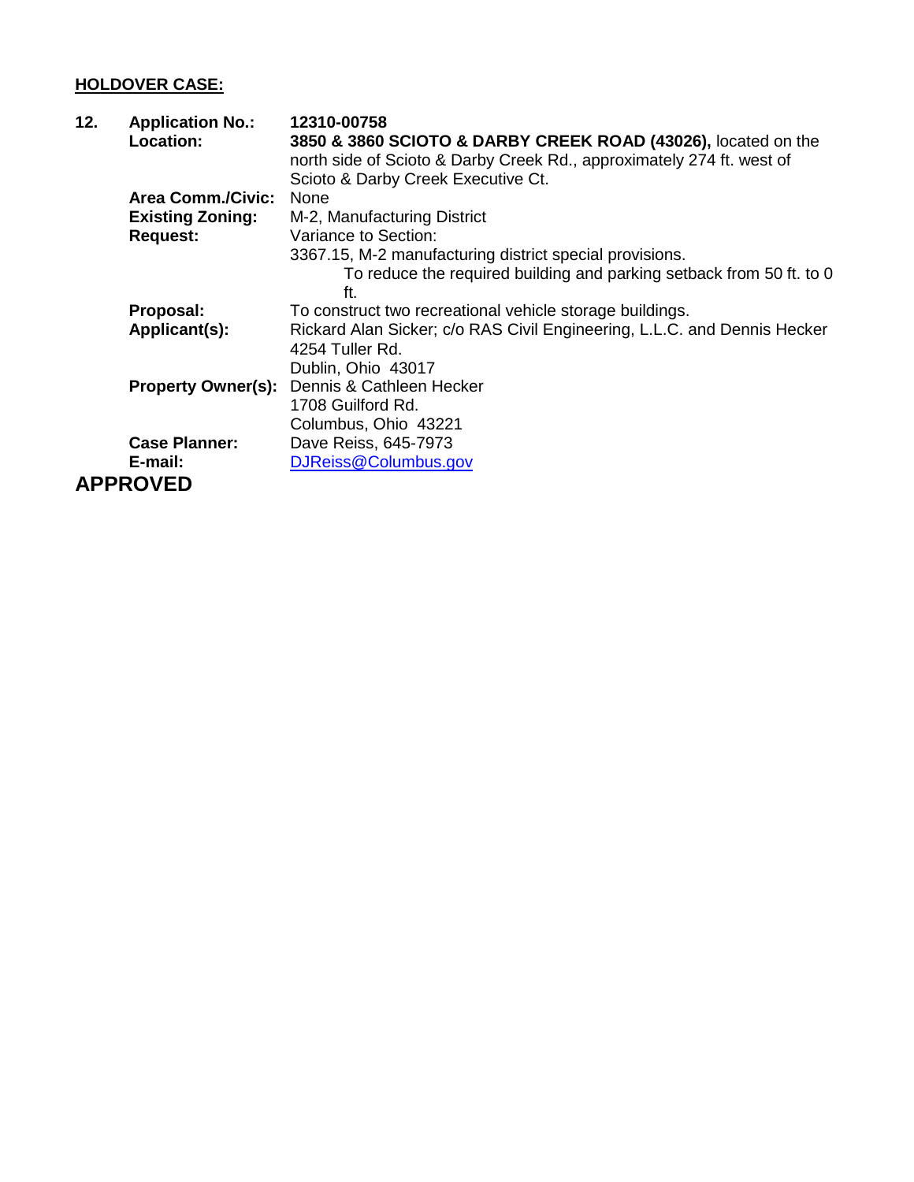**HOLDOVER CASE:**

**12.** **Application No.:** **12310-00758**

**Location:** **3850 & 3860 SCIOTO & DARBY CREEK ROAD (43026),** located on the north side of Scioto & Darby Creek Rd., approximately 274 ft. west of Scioto & Darby Creek Executive Ct.

**Area Comm./Civic:** None

**Existing Zoning:** M-2, Manufacturing District

**Request:** Variance to Section:

3367.15, M-2 manufacturing district special provisions.

To reduce the required building and parking setback from 50 ft. to 0 ft.

**Proposal:** To construct two recreational vehicle storage buildings.

**Applicant(s):** Rickard Alan Sicker; c/o RAS Civil Engineering, L.L.C. and Dennis Hecker
4254 Tuller Rd.
Dublin, Ohio 43017

**Property Owner(s):** Dennis & Cathleen Hecker
1708 Guilford Rd.
Columbus, Ohio 43221

**Case Planner:** Dave Reiss, 645-7973

**E-mail:** DJReiss@Columbus.gov

**APPROVED**